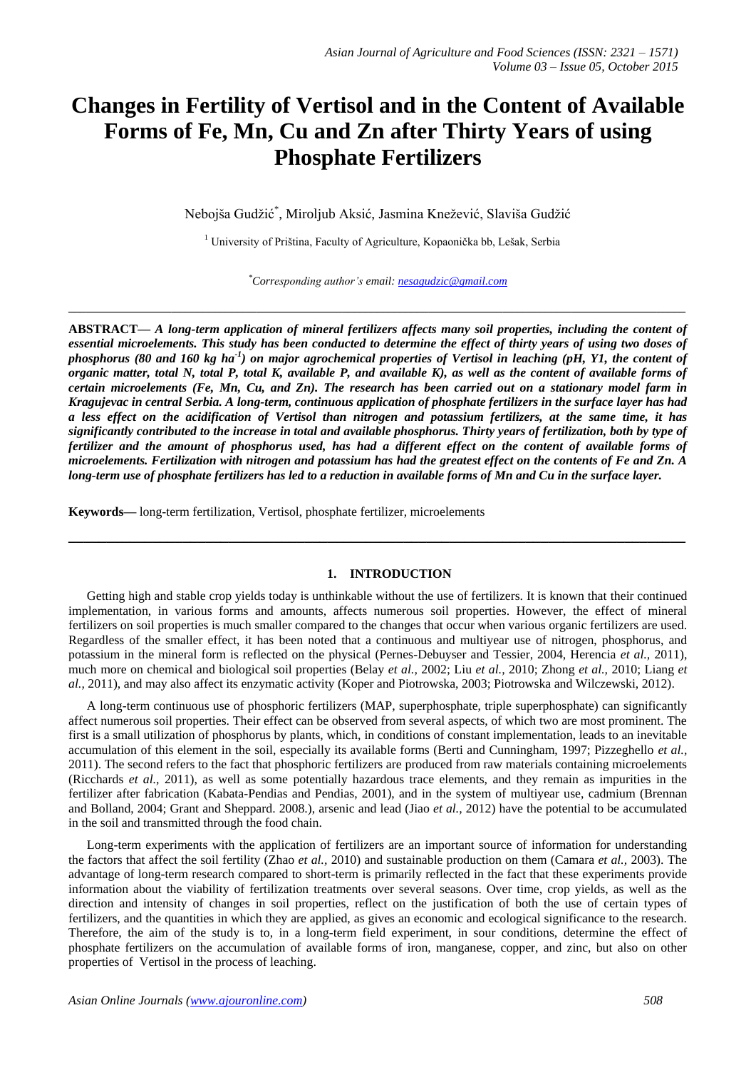# Changes in Fertility of Vertisol and in the Content of Available Forms of Fe, Mn, Cu and Zn after Thirty Years of using Phosphate Fertilizers

Nebojša Gudžić*, Miroljub Aksić, Jasmina Knežević, Slaviša Gudžić

[1] University of Priština, Faculty of Agriculture, Kopaonička bb, Lešak, Serbia

*Corresponding author's email: nesagudzic@gmail.com

---

**ABSTRACT—** ***A long-term application of mineral fertilizers affects many soil properties, including the content of essential microelements. This study has been conducted to determine the effect of thirty years of using two doses of phosphorus (80 and 160 kg ha$^{-1}$) on major agrochemical properties of Vertisol in leaching (pH, Y1, the content of organic matter, total N, total P, total K, available P, and available K), as well as the content of available forms of certain microelements (Fe, Mn, Cu, and Zn). The research has been carried out on a stationary model farm in Kragujevac in central Serbia. A long-term, continuous application of phosphate fertilizers in the surface layer has had a less effect on the acidification of Vertisol than nitrogen and potassium fertilizers, at the same time, it has significantly contributed to the increase in total and available phosphorus. Thirty years of fertilization, both by type of fertilizer and the amount of phosphorus used, has had a different effect on the content of available forms of microelements. Fertilization with nitrogen and potassium has had the greatest effect on the contents of Fe and Zn. A long-term use of phosphate fertilizers has led to a reduction in available forms of Mn and Cu in the surface layer.***

**Keywords—** long-term fertilization, Vertisol, phosphate fertilizer, microelements

---

## 1. INTRODUCTION

Getting high and stable crop yields today is unthinkable without the use of fertilizers. It is known that their continued implementation, in various forms and amounts, affects numerous soil properties. However, the effect of mineral fertilizers on soil properties is much smaller compared to the changes that occur when various organic fertilizers are used. Regardless of the smaller effect, it has been noted that a continuous and multiyear use of nitrogen, phosphorus, and potassium in the mineral form is reflected on the physical (Pernes-Debuyser and Tessier, 2004, Herencia *et al.,* 2011), much more on chemical and biological soil properties (Belay *et al.,* 2002; Liu *et al.,* 2010; Zhong *et al.,* 2010; Liang *et al.,* 2011), and may also affect its enzymatic activity (Koper and Piotrowska, 2003; Piotrowska and Wilczewski, 2012).

A long-term continuous use of phosphoric fertilizers (MAP, superphosphate, triple superphosphate) can significantly affect numerous soil properties. Their effect can be observed from several aspects, of which two are most prominent. The first is a small utilization of phosphorus by plants, which, in conditions of constant implementation, leads to an inevitable accumulation of this element in the soil, especially its available forms (Berti and Cunningham, 1997; Pizzeghello *et al.,* 2011). The second refers to the fact that phosphoric fertilizers are produced from raw materials containing microelements (Ricchards *et al.,* 2011), as well as some potentially hazardous trace elements, and they remain as impurities in the fertilizer after fabrication (Kabata-Pendias and Pendias, 2001), and in the system of multiyear use, cadmium (Brennan and Bolland, 2004; Grant and Sheppard. 2008.), arsenic and lead (Jiao *et al.,* 2012) have the potential to be accumulated in the soil and transmitted through the food chain.

Long-term experiments with the application of fertilizers are an important source of information for understanding the factors that affect the soil fertility (Zhao *et al.,* 2010) and sustainable production on them (Camara *et al.,* 2003). The advantage of long-term research compared to short-term is primarily reflected in the fact that these experiments provide information about the viability of fertilization treatments over several seasons. Over time, crop yields, as well as the direction and intensity of changes in soil properties, reflect on the justification of both the use of certain types of fertilizers, and the quantities in which they are applied, as gives an economic and ecological significance to the research. Therefore, the aim of the study is to, in a long-term field experiment, in sour conditions, determine the effect of phosphate fertilizers on the accumulation of available forms of iron, manganese, copper, and zinc, but also on other properties of Vertisol in the process of leaching.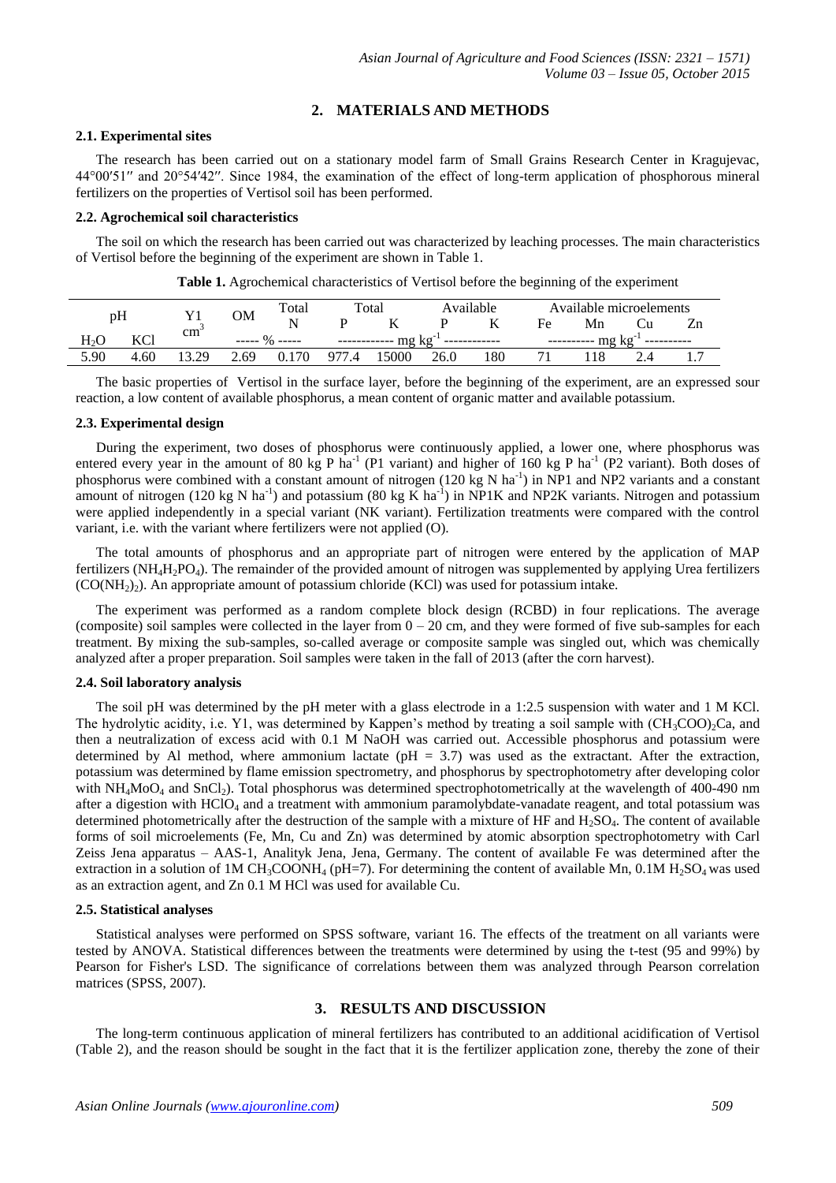## 2. MATERIALS AND METHODS

### 2.1. Experimental sites

The research has been carried out on a stationary model farm of Small Grains Research Center in Kragujevac, 44°00′51″ and 20°54′42″. Since 1984, the examination of the effect of long-term application of phosphorous mineral fertilizers on the properties of Vertisol soil has been performed.

### 2.2. Agrochemical soil characteristics

The soil on which the research has been carried out was characterized by leaching processes. The main characteristics of Vertisol before the beginning of the experiment are shown in Table 1.

**Table 1.** Agrochemical characteristics of Vertisol before the beginning of the experiment

| pH | | Y1 | OM | Total | Total | | Available | | Available microelements | | | |
|---|---|---|---|---|---|---|---|---|---|---|---|---|
| | | $cm^3$ | | N | P | K | P | K | Fe | Mn | Cu | Zn |
| $H_2O$ | KCl | | ----- % ----- | | ------------ $mg\ kg^{-1}$ ------------ | | | | ---------- $mg\ kg^{-1}$ ---------- | | | |
| 5.90 | 4.60 | 13.29 | 2.69 | 0.170 | 977.4 | 15000 | 26.0 | 180 | 71 | 118 | 2.4 | 1.7 |

The basic properties of Vertisol in the surface layer, before the beginning of the experiment, are an expressed sour reaction, a low content of available phosphorus, a mean content of organic matter and available potassium.

### 2.3. Experimental design

During the experiment, two doses of phosphorus were continuously applied, a lower one, where phosphorus was entered every year in the amount of 80 kg P $ha^{-1}$ (P1 variant) and higher of 160 kg P $ha^{-1}$ (P2 variant). Both doses of phosphorus were combined with a constant amount of nitrogen (120 kg N $ha^{-1}$) in NP1 and NP2 variants and a constant amount of nitrogen (120 kg N $ha^{-1}$) and potassium (80 kg K $ha^{-1}$) in NP1K and NP2K variants. Nitrogen and potassium were applied independently in a special variant (NK variant). Fertilization treatments were compared with the control variant, i.e. with the variant where fertilizers were not applied (O).

The total amounts of phosphorus and an appropriate part of nitrogen were entered by the application of MAP fertilizers ($NH_4H_2PO_4$). The remainder of the provided amount of nitrogen was supplemented by applying Urea fertilizers ($CO(NH_2)_2$). An appropriate amount of potassium chloride (KCl) was used for potassium intake.

The experiment was performed as a random complete block design (RCBD) in four replications. The average (composite) soil samples were collected in the layer from 0 – 20 cm, and they were formed of five sub-samples for each treatment. By mixing the sub-samples, so-called average or composite sample was singled out, which was chemically analyzed after a proper preparation. Soil samples were taken in the fall of 2013 (after the corn harvest).

### 2.4. Soil laboratory analysis

The soil pH was determined by the pH meter with a glass electrode in a 1:2.5 suspension with water and 1 M KCl. The hydrolytic acidity, i.e. Y1, was determined by Kappen's method by treating a soil sample with $(CH_3COO)_2Ca$, and then a neutralization of excess acid with 0.1 M NaOH was carried out. Accessible phosphorus and potassium were determined by Al method, where ammonium lactate (pH = 3.7) was used as the extractant. After the extraction, potassium was determined by flame emission spectrometry, and phosphorus by spectrophotometry after developing color with $NH_4MoO_4$ and $SnCl_2$). Total phosphorus was determined spectrophotometrically at the wavelength of 400-490 nm after a digestion with $HClO_4$ and a treatment with ammonium paramolybdate-vanadate reagent, and total potassium was determined photometrically after the destruction of the sample with a mixture of HF and $H_2SO_4$. The content of available forms of soil microelements (Fe, Mn, Cu and Zn) was determined by atomic absorption spectrophotometry with Carl Zeiss Jena apparatus – AAS-1, Analityk Jena, Jena, Germany. The content of available Fe was determined after the extraction in a solution of 1M $CH_3COONH_4$ (pH=7). For determining the content of available Mn, 0.1M $H_2SO_4$ was used as an extraction agent, and Zn 0.1 M HCl was used for available Cu.

### 2.5. Statistical analyses

Statistical analyses were performed on SPSS software, variant 16. The effects of the treatment on all variants were tested by ANOVA. Statistical differences between the treatments were determined by using the t-test (95 and 99%) by Pearson for Fisher's LSD. The significance of correlations between them was analyzed through Pearson correlation matrices (SPSS, 2007).

## 3. RESULTS AND DISCUSSION

The long-term continuous application of mineral fertilizers has contributed to an additional acidification of Vertisol (Table 2), and the reason should be sought in the fact that it is the fertilizer application zone, thereby the zone of their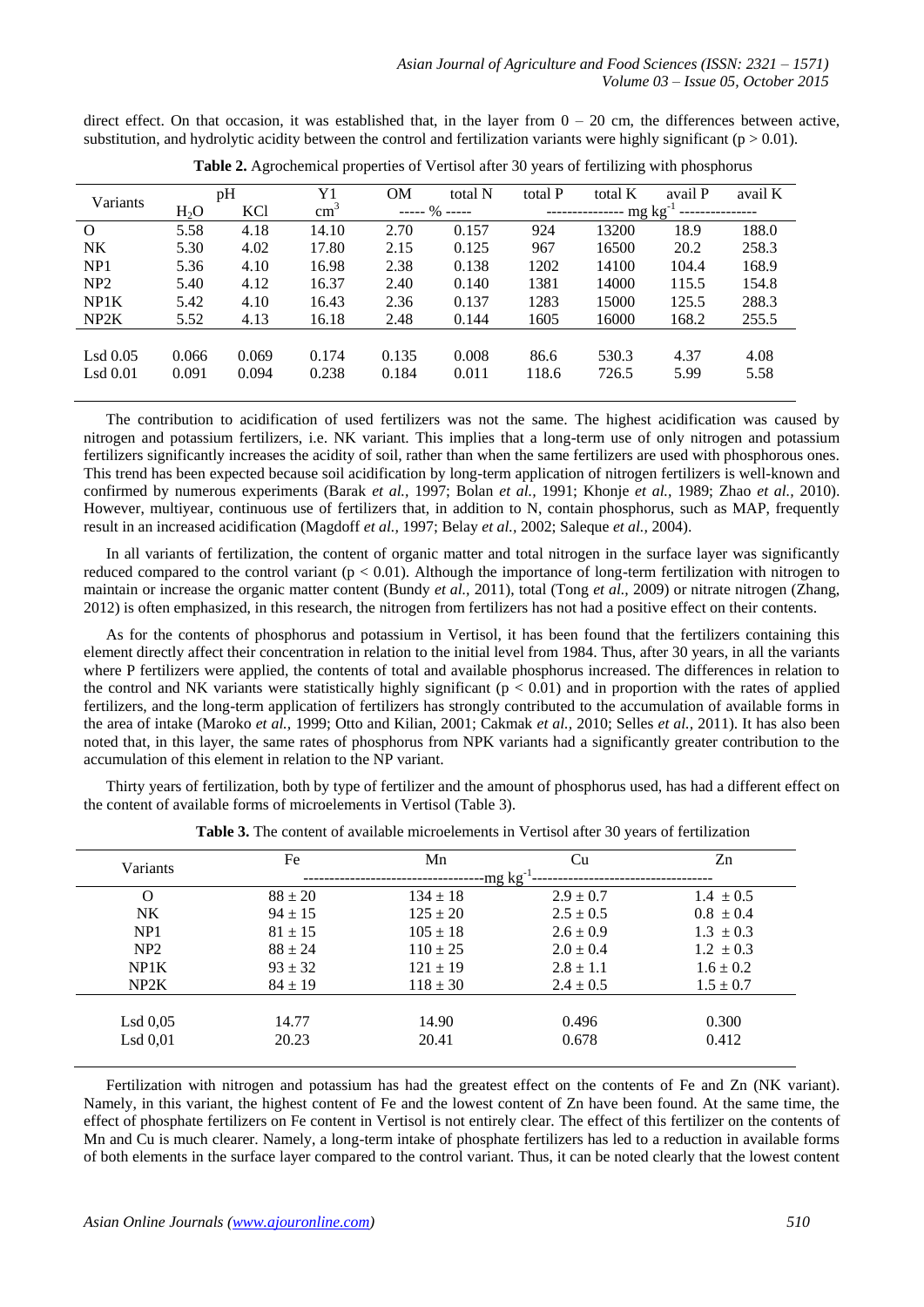direct effect. On that occasion, it was established that, in the layer from 0 – 20 cm, the differences between active, substitution, and hydrolytic acidity between the control and fertilization variants were highly significant ($p > 0.01$).

**Table 2.** Agrochemical properties of Vertisol after 30 years of fertilizing with phosphorus

| Variants | pH | | Y1 | OM | total N | total P | total K | avail P | avail K |
|---|---|---|---|---|---|---|---|---|---|
| | $H_2O$ | KCl | $cm^3$ | ----- % ----- | | --------------- mg $kg^{-1}$ --------------- | | | |
| O | 5.58 | 4.18 | 14.10 | 2.70 | 0.157 | 924 | 13200 | 18.9 | 188.0 |
| NK | 5.30 | 4.02 | 17.80 | 2.15 | 0.125 | 967 | 16500 | 20.2 | 258.3 |
| NP1 | 5.36 | 4.10 | 16.98 | 2.38 | 0.138 | 1202 | 14100 | 104.4 | 168.9 |
| NP2 | 5.40 | 4.12 | 16.37 | 2.40 | 0.140 | 1381 | 14000 | 115.5 | 154.8 |
| NP1K | 5.42 | 4.10 | 16.43 | 2.36 | 0.137 | 1283 | 15000 | 125.5 | 288.3 |
| NP2K | 5.52 | 4.13 | 16.18 | 2.48 | 0.144 | 1605 | 16000 | 168.2 | 255.5 |
| Lsd 0.05 | 0.066 | 0.069 | 0.174 | 0.135 | 0.008 | 86.6 | 530.3 | 4.37 | 4.08 |
| Lsd 0.01 | 0.091 | 0.094 | 0.238 | 0.184 | 0.011 | 118.6 | 726.5 | 5.99 | 5.58 |

The contribution to acidification of used fertilizers was not the same. The highest acidification was caused by nitrogen and potassium fertilizers, i.e. NK variant. This implies that a long-term use of only nitrogen and potassium fertilizers significantly increases the acidity of soil, rather than when the same fertilizers are used with phosphorous ones. This trend has been expected because soil acidification by long-term application of nitrogen fertilizers is well-known and confirmed by numerous experiments (Barak *et al.,* 1997; Bolan *et al.,* 1991; Khonje *et al.,* 1989; Zhao *et al.,* 2010). However, multiyear, continuous use of fertilizers that, in addition to N, contain phosphorus, such as MAP, frequently result in an increased acidification (Magdoff *et al.,* 1997; Belay *et al.,* 2002; Saleque *et al.,* 2004).

In all variants of fertilization, the content of organic matter and total nitrogen in the surface layer was significantly reduced compared to the control variant ($p < 0.01$). Although the importance of long-term fertilization with nitrogen to maintain or increase the organic matter content (Bundy *et al.,* 2011), total (Tong *et al.,* 2009) or nitrate nitrogen (Zhang, 2012) is often emphasized, in this research, the nitrogen from fertilizers has not had a positive effect on their contents.

As for the contents of phosphorus and potassium in Vertisol, it has been found that the fertilizers containing this element directly affect their concentration in relation to the initial level from 1984. Thus, after 30 years, in all the variants where P fertilizers were applied, the contents of total and available phosphorus increased. The differences in relation to the control and NK variants were statistically highly significant ($p < 0.01$) and in proportion with the rates of applied fertilizers, and the long-term application of fertilizers has strongly contributed to the accumulation of available forms in the area of intake (Maroko *et al.,* 1999; Otto and Kilian, 2001; Cakmak *et al.,* 2010; Selles *et al.,* 2011). It has also been noted that, in this layer, the same rates of phosphorus from NPK variants had a significantly greater contribution to the accumulation of this element in relation to the NP variant.

Thirty years of fertilization, both by type of fertilizer and the amount of phosphorus used, has had a different effect on the content of available forms of microelements in Vertisol (Table 3).

**Table 3.** The content of available microelements in Vertisol after 30 years of fertilization

| Variants | Fe | Mn | Cu | Zn |
|---|---|---|---|---|
| | ---------- | ----------mg $kg^{-1}$ | ---------- | ---------- |
| O | 88 ± 20 | 134 ± 18 | 2.9 ± 0.7 | 1.4 ± 0.5 |
| NK | 94 ± 15 | 125 ± 20 | 2.5 ± 0.5 | 0.8 ± 0.4 |
| NP1 | 81 ± 15 | 105 ± 18 | 2.6 ± 0.9 | 1.3 ± 0.3 |
| NP2 | 88 ± 24 | 110 ± 25 | 2.0 ± 0.4 | 1.2 ± 0.3 |
| NP1K | 93 ± 32 | 121 ± 19 | 2.8 ± 1.1 | 1.6 ± 0.2 |
| NP2K | 84 ± 19 | 118 ± 30 | 2.4 ± 0.5 | 1.5 ± 0.7 |
| Lsd 0,05 | 14.77 | 14.90 | 0.496 | 0.300 |
| Lsd 0,01 | 20.23 | 20.41 | 0.678 | 0.412 |

Fertilization with nitrogen and potassium has had the greatest effect on the contents of Fe and Zn (NK variant). Namely, in this variant, the highest content of Fe and the lowest content of Zn have been found. At the same time, the effect of phosphate fertilizers on Fe content in Vertisol is not entirely clear. The effect of this fertilizer on the contents of Mn and Cu is much clearer. Namely, a long-term intake of phosphate fertilizers has led to a reduction in available forms of both elements in the surface layer compared to the control variant. Thus, it can be noted clearly that the lowest content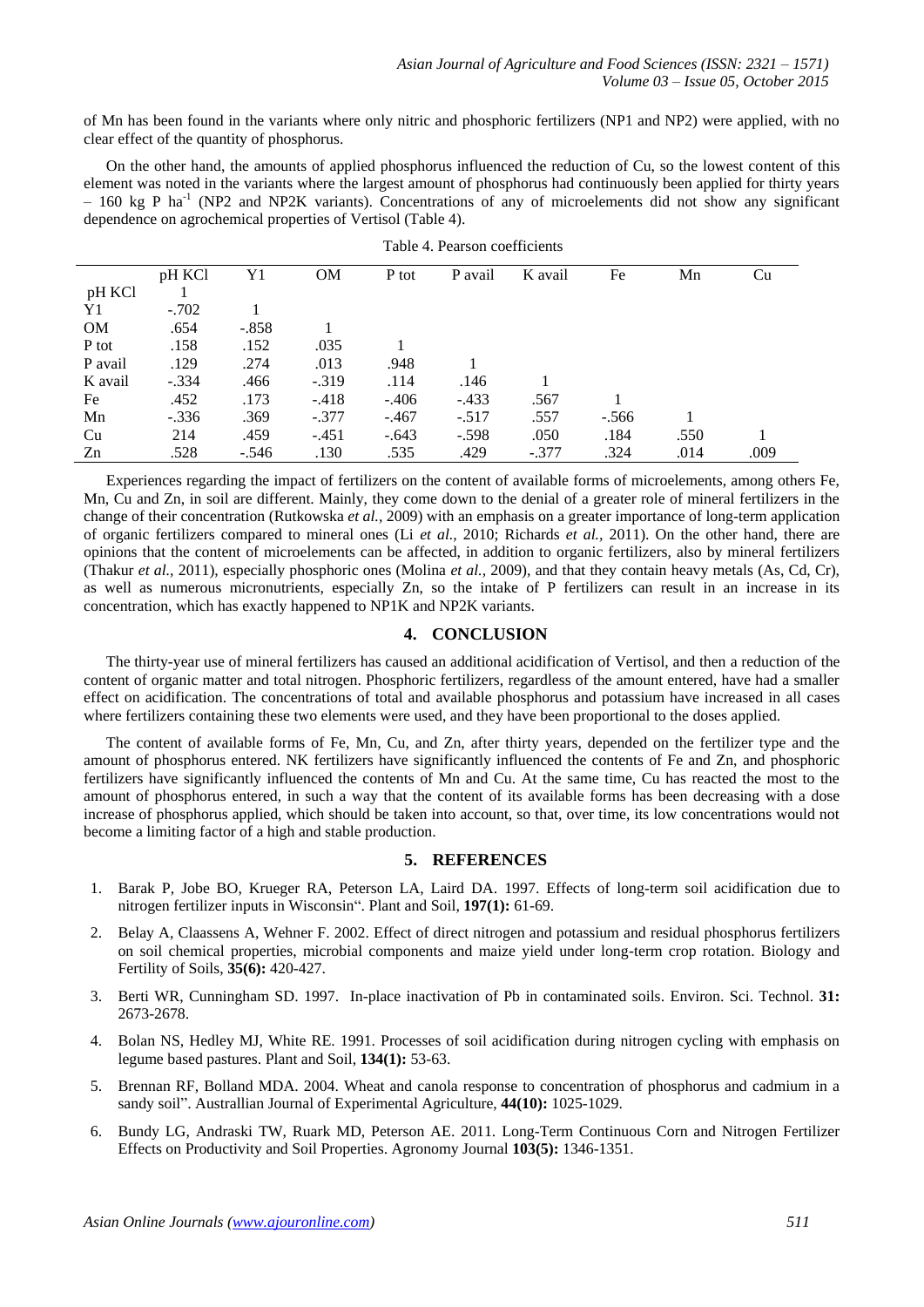of Mn has been found in the variants where only nitric and phosphoric fertilizers (NP1 and NP2) were applied, with no clear effect of the quantity of phosphorus.

On the other hand, the amounts of applied phosphorus influenced the reduction of Cu, so the lowest content of this element was noted in the variants where the largest amount of phosphorus had continuously been applied for thirty years – 160 kg P ha$^{-1}$ (NP2 and NP2K variants). Concentrations of any of microelements did not show any significant dependence on agrochemical properties of Vertisol (Table 4).

Table 4. Pearson coefficients

| | pH KCl | Y1 | OM | P tot | P avail | K avail | Fe | Mn | Cu |
|---|---|---|---|---|---|---|---|---|---|
| pH KCl | 1 | | | | | | | | |
| Y1 | -.702 | 1 | | | | | | | |
| OM | .654 | -.858 | 1 | | | | | | |
| P tot | .158 | .152 | .035 | 1 | | | | | |
| P avail | .129 | .274 | .013 | .948 | 1 | | | | |
| K avail | -.334 | .466 | -.319 | .114 | .146 | 1 | | | |
| Fe | .452 | .173 | -.418 | -.406 | -.433 | .567 | 1 | | |
| Mn | -.336 | .369 | -.377 | -.467 | -.517 | .557 | -.566 | 1 | |
| Cu | 214 | .459 | -.451 | -.643 | -.598 | .050 | .184 | .550 | 1 |
| Zn | .528 | -.546 | .130 | .535 | .429 | -.377 | .324 | .014 | .009 |

Experiences regarding the impact of fertilizers on the content of available forms of microelements, among others Fe, Mn, Cu and Zn, in soil are different. Mainly, they come down to the denial of a greater role of mineral fertilizers in the change of their concentration (Rutkowska *et al.*, 2009) with an emphasis on a greater importance of long-term application of organic fertilizers compared to mineral ones (Li *et al.*, 2010; Richards *et al.*, 2011). On the other hand, there are opinions that the content of microelements can be affected, in addition to organic fertilizers, also by mineral fertilizers (Thakur *et al.*, 2011), especially phosphoric ones (Molina *et al.*, 2009), and that they contain heavy metals (As, Cd, Cr), as well as numerous micronutrients, especially Zn, so the intake of P fertilizers can result in an increase in its concentration, which has exactly happened to NP1K and NP2K variants.

## 4. CONCLUSION

The thirty-year use of mineral fertilizers has caused an additional acidification of Vertisol, and then a reduction of the content of organic matter and total nitrogen. Phosphoric fertilizers, regardless of the amount entered, have had a smaller effect on acidification. The concentrations of total and available phosphorus and potassium have increased in all cases where fertilizers containing these two elements were used, and they have been proportional to the doses applied.

The content of available forms of Fe, Mn, Cu, and Zn, after thirty years, depended on the fertilizer type and the amount of phosphorus entered. NK fertilizers have significantly influenced the contents of Fe and Zn, and phosphoric fertilizers have significantly influenced the contents of Mn and Cu. At the same time, Cu has reacted the most to the amount of phosphorus entered, in such a way that the content of its available forms has been decreasing with a dose increase of phosphorus applied, which should be taken into account, so that, over time, its low concentrations would not become a limiting factor of a high and stable production.

## 5. REFERENCES

1. Barak P, Jobe BO, Krueger RA, Peterson LA, Laird DA. 1997. Effects of long-term soil acidification due to nitrogen fertilizer inputs in Wisconsin". Plant and Soil, **197(1):** 61-69.
2. Belay A, Claassens A, Wehner F. 2002. Effect of direct nitrogen and potassium and residual phosphorus fertilizers on soil chemical properties, microbial components and maize yield under long-term crop rotation. Biology and Fertility of Soils, **35(6):** 420-427.
3. Berti WR, Cunningham SD. 1997. In-place inactivation of Pb in contaminated soils. Environ. Sci. Technol. **31:** 2673-2678.
4. Bolan NS, Hedley MJ, White RE. 1991. Processes of soil acidification during nitrogen cycling with emphasis on legume based pastures. Plant and Soil, **134(1):** 53-63.
5. Brennan RF, Bolland MDA. 2004. Wheat and canola response to concentration of phosphorus and cadmium in a sandy soil". Australlian Journal of Experimental Agriculture, **44(10):** 1025-1029.
6. Bundy LG, Andraski TW, Ruark MD, Peterson AE. 2011. Long-Term Continuous Corn and Nitrogen Fertilizer Effects on Productivity and Soil Properties. Agronomy Journal **103(5):** 1346-1351.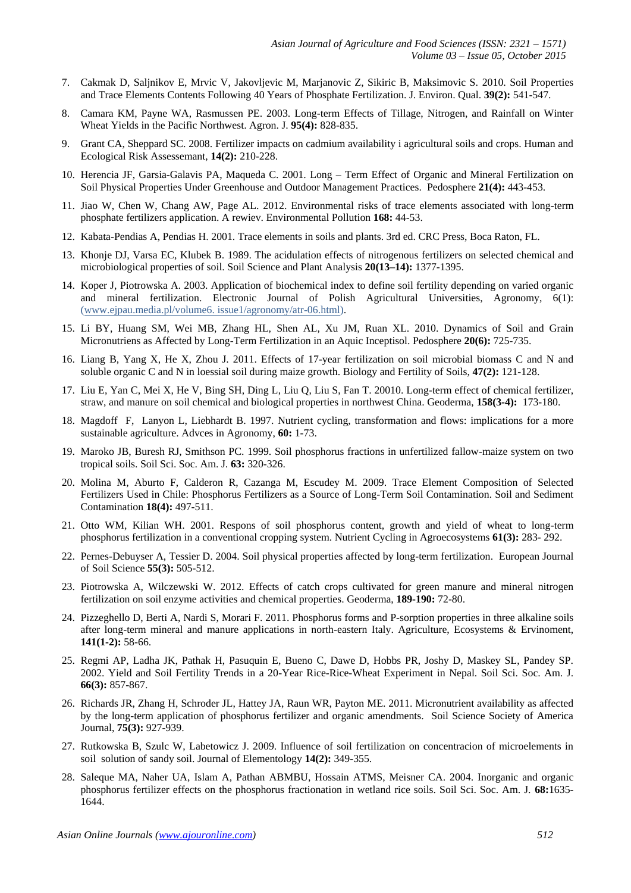7. Cakmak D, Saljnikov E, Mrvic V, Jakovljevic M, Marjanovic Z, Sikiric B, Maksimovic S. 2010. Soil Properties and Trace Elements Contents Following 40 Years of Phosphate Fertilization. J. Environ. Qual. **39(2):** 541-547.
8. Camara KM, Payne WA, Rasmussen PE. 2003. Long-term Effects of Tillage, Nitrogen, and Rainfall on Winter Wheat Yields in the Pacific Northwest. Agron. J. **95(4):** 828-835.
9. Grant CA, Sheppard SC. 2008. Fertilizer impacts on cadmium availability i agricultural soils and crops. Human and Ecological Risk Assessemant, **14(2):** 210-228.
10. Herencia JF, Garsia-Galavis PA, Maqueda C. 2001. Long – Term Effect of Organic and Mineral Fertilization on Soil Physical Properties Under Greenhouse and Outdoor Management Practices. Pedosphere **21(4):** 443-453.
11. Jiao W, Chen W, Chang AW, Page AL. 2012. Environmental risks of trace elements associated with long-term phosphate fertilizers application. A rewiev. Environmental Pollution **168:** 44-53.
12. Kabata-Pendias A, Pendias H. 2001. Trace elements in soils and plants. 3rd ed. CRC Press, Boca Raton, FL.
13. Khonje DJ, Varsa EC, Klubek B. 1989. The acidulation effects of nitrogenous fertilizers on selected chemical and microbiological properties of soil. Soil Science and Plant Analysis **20(13–14):** 1377-1395.
14. Koper J, Piotrowska A. 2003. Application of biochemical index to define soil fertility depending on varied organic and mineral fertilization. Electronic Journal of Polish Agricultural Universities, Agronomy, 6(1): (www.ejpau.media.pl/volume6. issue1/agronomy/atr-06.html).
15. Li BY, Huang SM, Wei MB, Zhang HL, Shen AL, Xu JM, Ruan XL. 2010. Dynamics of Soil and Grain Micronutriens as Affected by Long-Term Fertilization in an Aquic Inceptisol. Pedosphere **20(6):** 725-735.
16. Liang B, Yang X, He X, Zhou J. 2011. Effects of 17-year fertilization on soil microbial biomass C and N and soluble organic C and N in loessial soil during maize growth. Biology and Fertility of Soils, **47(2):** 121-128.
17. Liu E, Yan C, Mei X, He V, Bing SH, Ding L, Liu Q, Liu S, Fan T. 20010. Long-term effect of chemical fertilizer, straw, and manure on soil chemical and biological properties in northwest China. Geoderma, **158(3-4):** 173-180.
18. Magdoff F, Lanyon L, Liebhardt B. 1997. Nutrient cycling, transformation and flows: implications for a more sustainable agriculture. Advces in Agronomy, **60:** 1-73.
19. Maroko JB, Buresh RJ, Smithson PC. 1999. Soil phosphorus fractions in unfertilized fallow-maize system on two tropical soils. Soil Sci. Soc. Am. J. **63:** 320-326.
20. Molina M, Aburto F, Calderon R, Cazanga M, Escudey M. 2009. Trace Element Composition of Selected Fertilizers Used in Chile: Phosphorus Fertilizers as a Source of Long-Term Soil Contamination. Soil and Sediment Contamination **18(4):** 497-511.
21. Otto WM, Kilian WH. 2001. Respons of soil phosphorus content, growth and yield of wheat to long-term phosphorus fertilization in a conventional cropping system. Nutrient Cycling in Agroecosystems **61(3):** 283- 292.
22. Pernes-Debuyser A, Tessier D. 2004. Soil physical properties affected by long-term fertilization. European Journal of Soil Science **55(3):** 505-512.
23. Piotrowska A, Wilczewski W. 2012. Effects of catch crops cultivated for green manure and mineral nitrogen fertilization on soil enzyme activities and chemical properties. Geoderma, **189-190:** 72-80.
24. Pizzeghello D, Berti A, Nardi S, Morari F. 2011. Phosphorus forms and P-sorption properties in three alkaline soils after long-term mineral and manure applications in north-eastern Italy. Agriculture, Ecosystems & Ervinoment, **141(1-2):** 58-66.
25. Regmi AP, Ladha JK, Pathak H, Pasuquin E, Bueno C, Dawe D, Hobbs PR, Joshy D, Maskey SL, Pandey SP. 2002. Yield and Soil Fertility Trends in a 20-Year Rice-Rice-Wheat Experiment in Nepal. Soil Sci. Soc. Am. J. **66(3):** 857-867.
26. Richards JR, Zhang H, Schroder JL, Hattey JA, Raun WR, Payton ME. 2011. Micronutrient availability as affected by the long-term application of phosphorus fertilizer and organic amendments. Soil Science Society of America Journal, **75(3):** 927-939.
27. Rutkowska B, Szulc W, Labetowicz J. 2009. Influence of soil fertilization on concentracion of microelements in soil solution of sandy soil. Journal of Elementology **14(2):** 349-355.
28. Saleque MA, Naher UA, Islam A, Pathan ABMBU, Hossain ATMS, Meisner CA. 2004. Inorganic and organic phosphorus fertilizer effects on the phosphorus fractionation in wetland rice soils. Soil Sci. Soc. Am. J. **68:**1635-1644.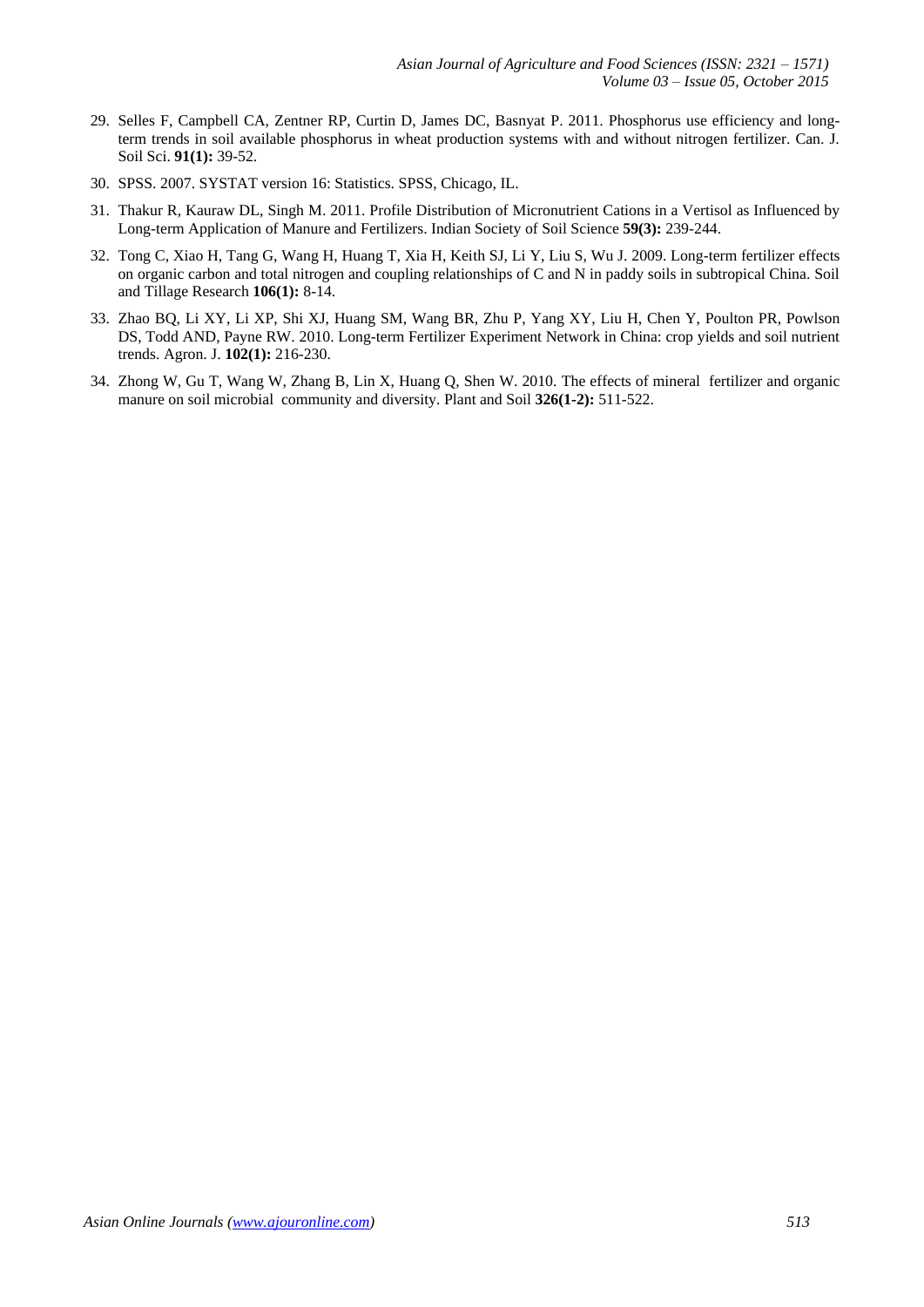29. Selles F, Campbell CA, Zentner RP, Curtin D, James DC, Basnyat P. 2011. Phosphorus use efficiency and long-term trends in soil available phosphorus in wheat production systems with and without nitrogen fertilizer. Can. J. Soil Sci. **91(1):** 39-52.
30. SPSS. 2007. SYSTAT version 16: Statistics. SPSS, Chicago, IL.
31. Thakur R, Kauraw DL, Singh M. 2011. Profile Distribution of Micronutrient Cations in a Vertisol as Influenced by Long-term Application of Manure and Fertilizers. Indian Society of Soil Science **59(3):** 239-244.
32. Tong C, Xiao H, Tang G, Wang H, Huang T, Xia H, Keith SJ, Li Y, Liu S, Wu J. 2009. Long-term fertilizer effects on organic carbon and total nitrogen and coupling relationships of C and N in paddy soils in subtropical China. Soil and Tillage Research **106(1):** 8-14.
33. Zhao BQ, Li XY, Li XP, Shi XJ, Huang SM, Wang BR, Zhu P, Yang XY, Liu H, Chen Y, Poulton PR, Powlson DS, Todd AND, Payne RW. 2010. Long-term Fertilizer Experiment Network in China: crop yields and soil nutrient trends. Agron. J. **102(2):** 216-230.
34. Zhong W, Gu T, Wang W, Zhang B, Lin X, Huang Q, Shen W. 2010. The effects of mineral fertilizer and organic manure on soil microbial community and diversity. Plant and Soil **326(1-2):** 511-522.